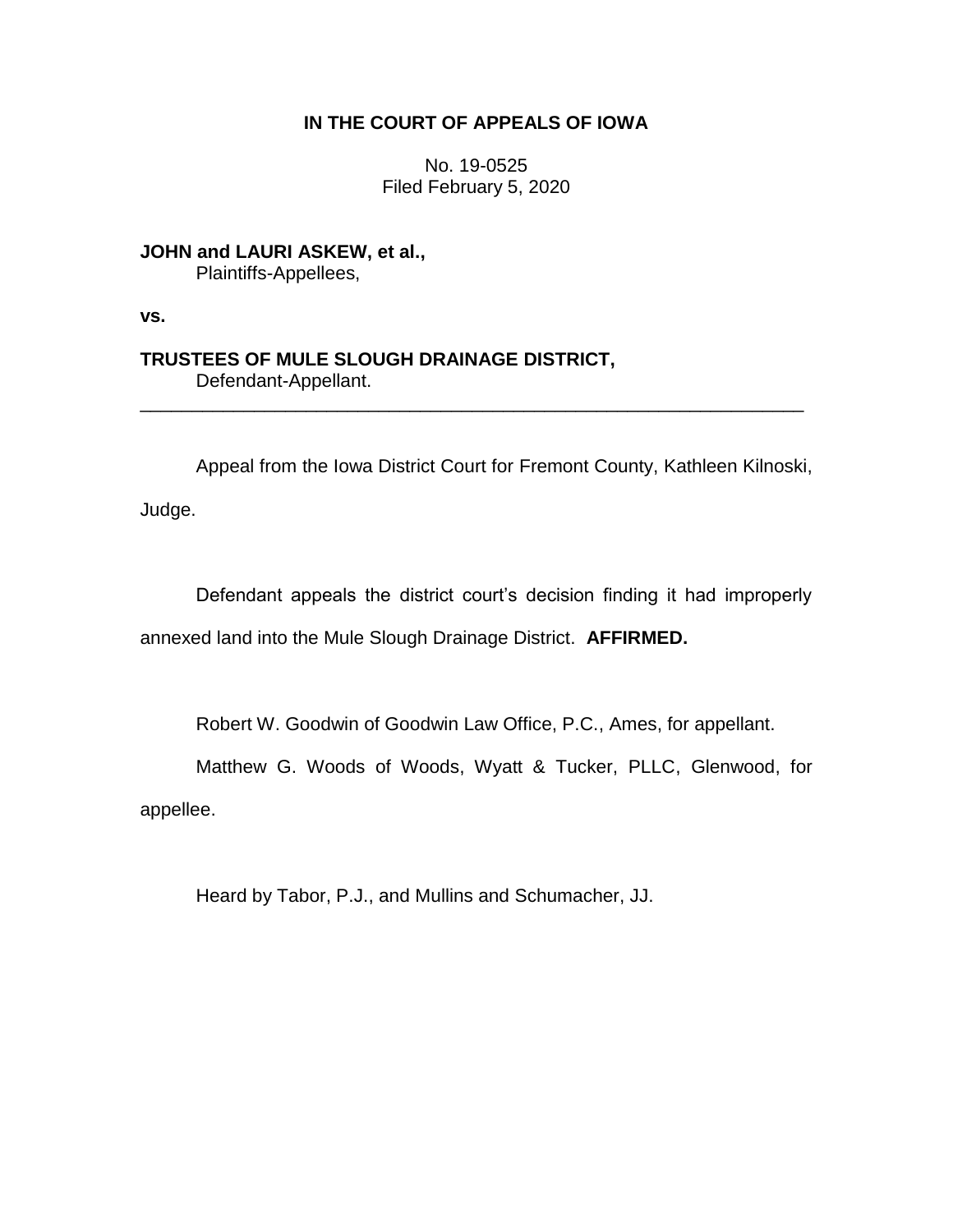# IN THE COURT OF APPEALS OF IOWA

No. 19-0525
Filed February 5, 2020

**JOHN and LAURI ASKEW, et al.,**
Plaintiffs-Appellees,

**vs.**

**TRUSTEES OF MULE SLOUGH DRAINAGE DISTRICT,**
Defendant-Appellant.

---

Appeal from the Iowa District Court for Fremont County, Kathleen Kilnoski, Judge.

Defendant appeals the district court's decision finding it had improperly annexed land into the Mule Slough Drainage District. **AFFIRMED.**

Robert W. Goodwin of Goodwin Law Office, P.C., Ames, for appellant.

Matthew G. Woods of Woods, Wyatt & Tucker, PLLC, Glenwood, for appellee.

Heard by Tabor, P.J., and Mullins and Schumacher, JJ.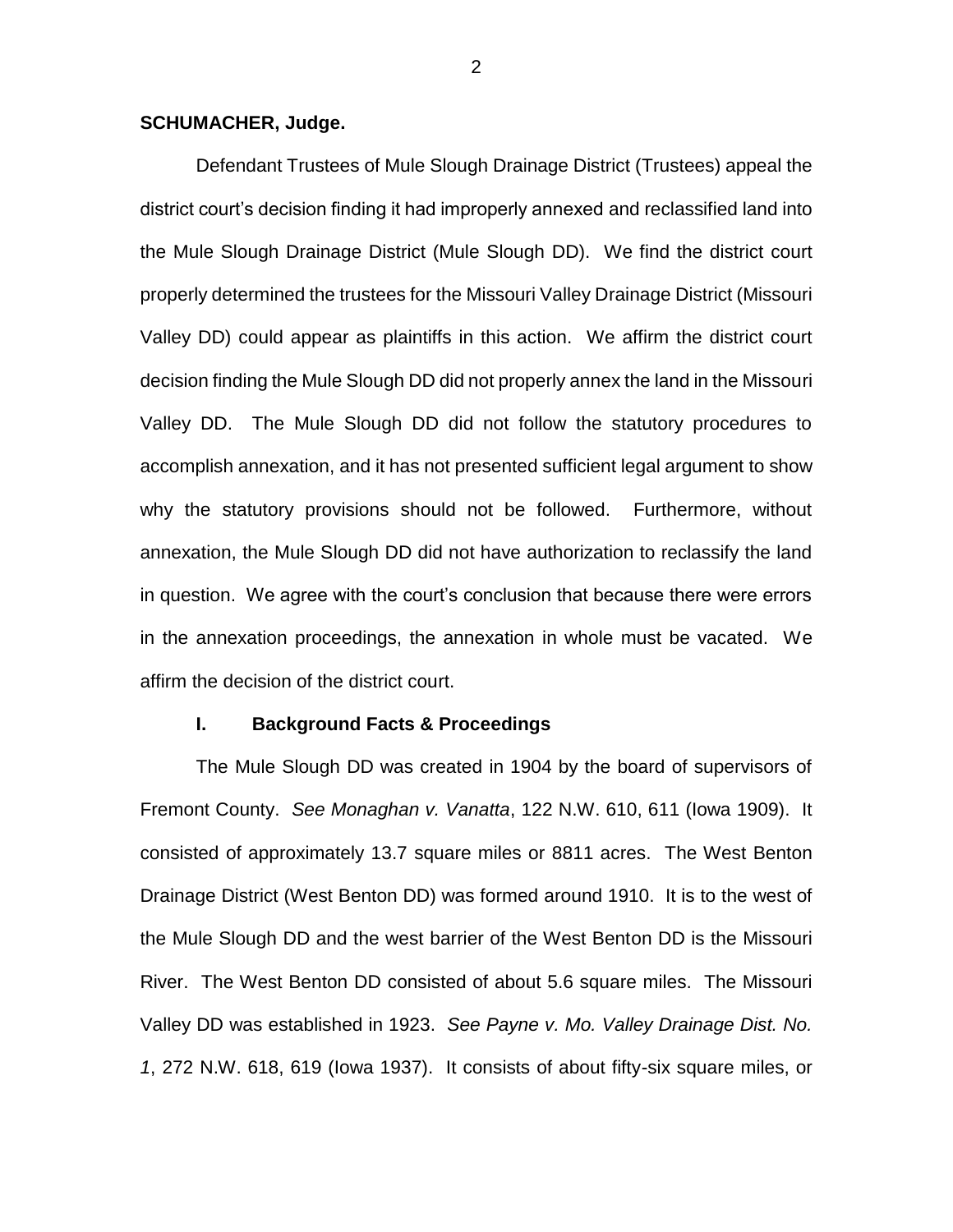**SCHUMACHER, Judge.**

Defendant Trustees of Mule Slough Drainage District (Trustees) appeal the district court's decision finding it had improperly annexed and reclassified land into the Mule Slough Drainage District (Mule Slough DD). We find the district court properly determined the trustees for the Missouri Valley Drainage District (Missouri Valley DD) could appear as plaintiffs in this action. We affirm the district court decision finding the Mule Slough DD did not properly annex the land in the Missouri Valley DD. The Mule Slough DD did not follow the statutory procedures to accomplish annexation, and it has not presented sufficient legal argument to show why the statutory provisions should not be followed. Furthermore, without annexation, the Mule Slough DD did not have authorization to reclassify the land in question. We agree with the court's conclusion that because there were errors in the annexation proceedings, the annexation in whole must be vacated. We affirm the decision of the district court.

## I. Background Facts & Proceedings

The Mule Slough DD was created in 1904 by the board of supervisors of Fremont County. *See Monaghan v. Vanatta*, 122 N.W. 610, 611 (Iowa 1909). It consisted of approximately 13.7 square miles or 8811 acres. The West Benton Drainage District (West Benton DD) was formed around 1910. It is to the west of the Mule Slough DD and the west barrier of the West Benton DD is the Missouri River. The West Benton DD consisted of about 5.6 square miles. The Missouri Valley DD was established in 1923. *See Payne v. Mo. Valley Drainage Dist. No. 1*, 272 N.W. 618, 619 (Iowa 1937). It consists of about fifty-six square miles, or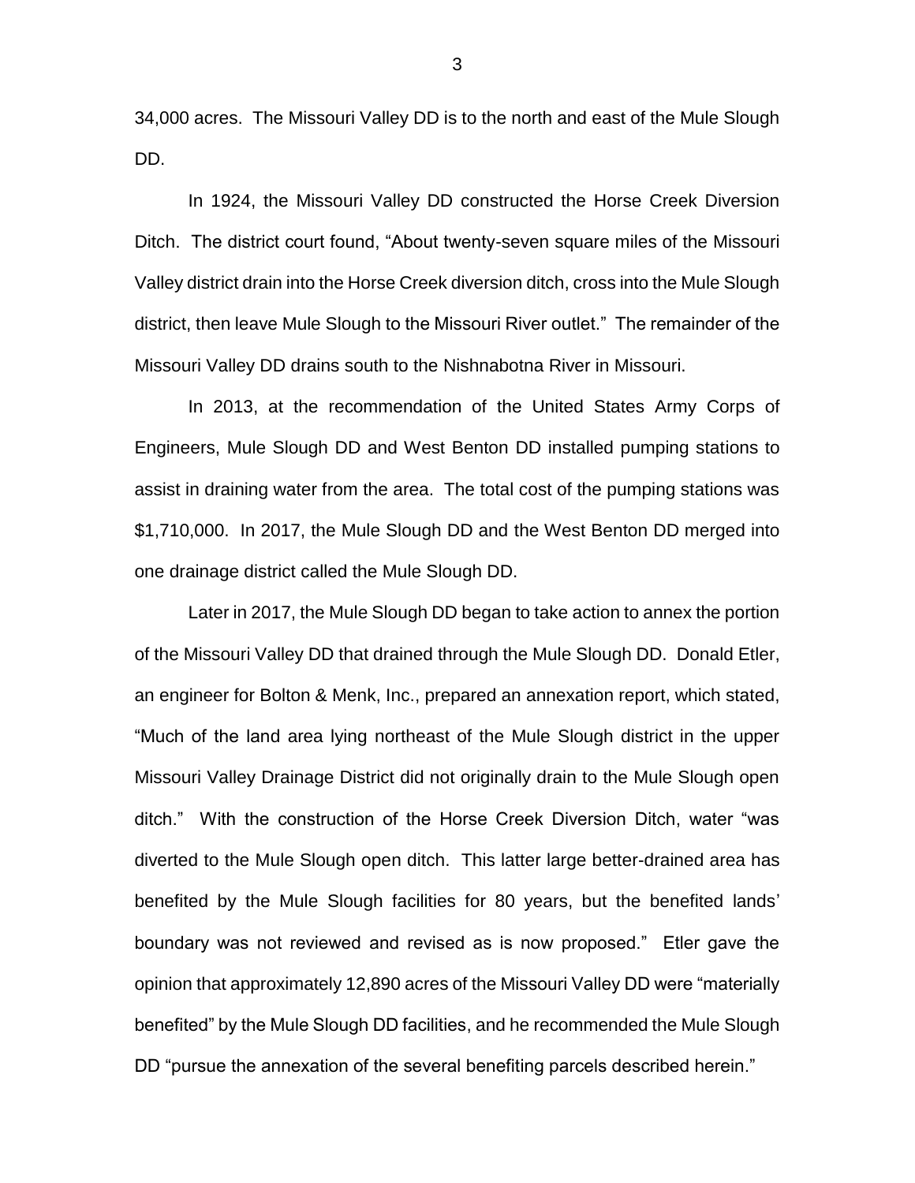34,000 acres. The Missouri Valley DD is to the north and east of the Mule Slough DD.

In 1924, the Missouri Valley DD constructed the Horse Creek Diversion Ditch. The district court found, "About twenty-seven square miles of the Missouri Valley district drain into the Horse Creek diversion ditch, cross into the Mule Slough district, then leave Mule Slough to the Missouri River outlet." The remainder of the Missouri Valley DD drains south to the Nishnabotna River in Missouri.

In 2013, at the recommendation of the United States Army Corps of Engineers, Mule Slough DD and West Benton DD installed pumping stations to assist in draining water from the area. The total cost of the pumping stations was $1,710,000. In 2017, the Mule Slough DD and the West Benton DD merged into one drainage district called the Mule Slough DD.

Later in 2017, the Mule Slough DD began to take action to annex the portion of the Missouri Valley DD that drained through the Mule Slough DD. Donald Etler, an engineer for Bolton & Menk, Inc., prepared an annexation report, which stated, "Much of the land area lying northeast of the Mule Slough district in the upper Missouri Valley Drainage District did not originally drain to the Mule Slough open ditch." With the construction of the Horse Creek Diversion Ditch, water "was diverted to the Mule Slough open ditch. This latter large better-drained area has benefited by the Mule Slough facilities for 80 years, but the benefited lands' boundary was not reviewed and revised as is now proposed." Etler gave the opinion that approximately 12,890 acres of the Missouri Valley DD were "materially benefited" by the Mule Slough DD facilities, and he recommended the Mule Slough DD "pursue the annexation of the several benefiting parcels described herein."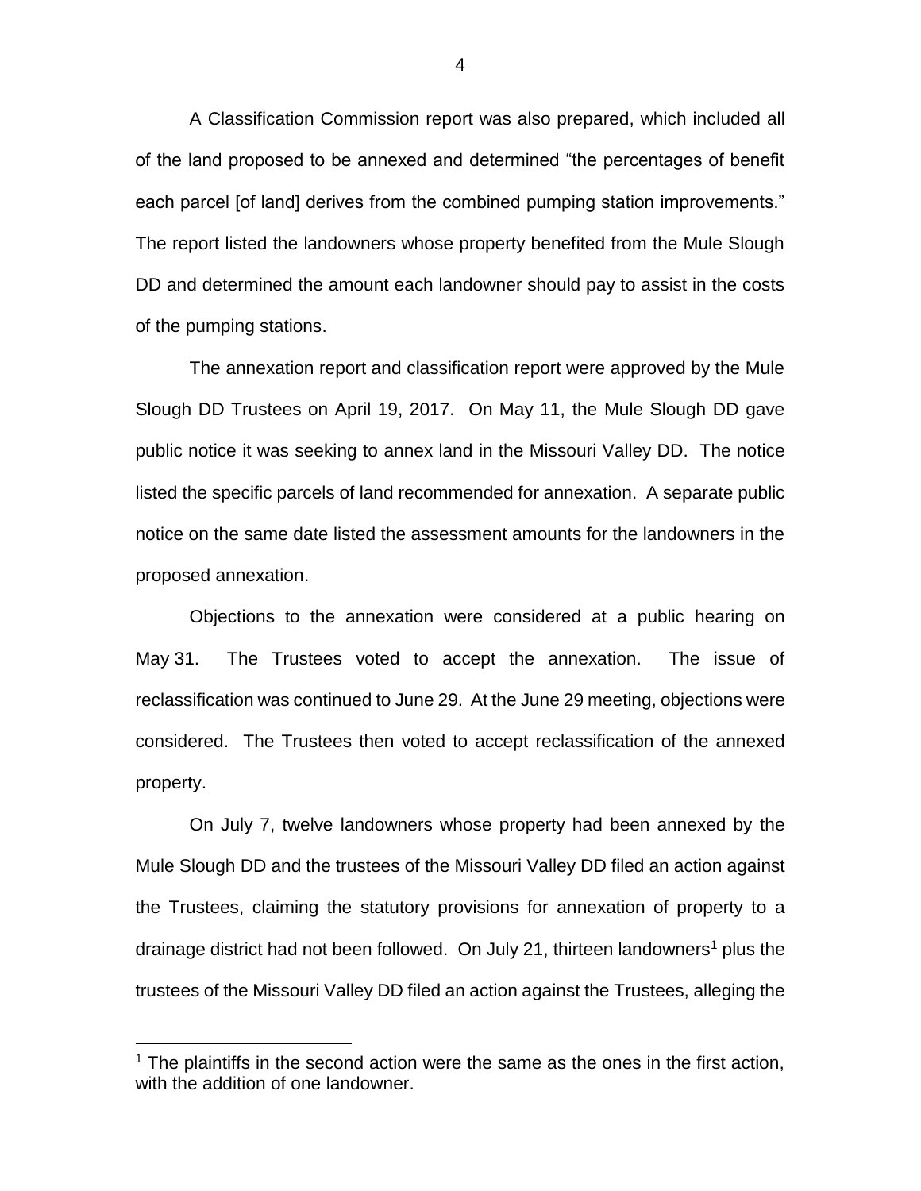A Classification Commission report was also prepared, which included all of the land proposed to be annexed and determined "the percentages of benefit each parcel [of land] derives from the combined pumping station improvements." The report listed the landowners whose property benefited from the Mule Slough DD and determined the amount each landowner should pay to assist in the costs of the pumping stations.

The annexation report and classification report were approved by the Mule Slough DD Trustees on April 19, 2017. On May 11, the Mule Slough DD gave public notice it was seeking to annex land in the Missouri Valley DD. The notice listed the specific parcels of land recommended for annexation. A separate public notice on the same date listed the assessment amounts for the landowners in the proposed annexation.

Objections to the annexation were considered at a public hearing on May 31. The Trustees voted to accept the annexation. The issue of reclassification was continued to June 29. At the June 29 meeting, objections were considered. The Trustees then voted to accept reclassification of the annexed property.

On July 7, twelve landowners whose property had been annexed by the Mule Slough DD and the trustees of the Missouri Valley DD filed an action against the Trustees, claiming the statutory provisions for annexation of property to a drainage district had not been followed. On July 21, thirteen landowners[1] plus the trustees of the Missouri Valley DD filed an action against the Trustees, alleging the

[1] The plaintiffs in the second action were the same as the ones in the first action, with the addition of one landowner.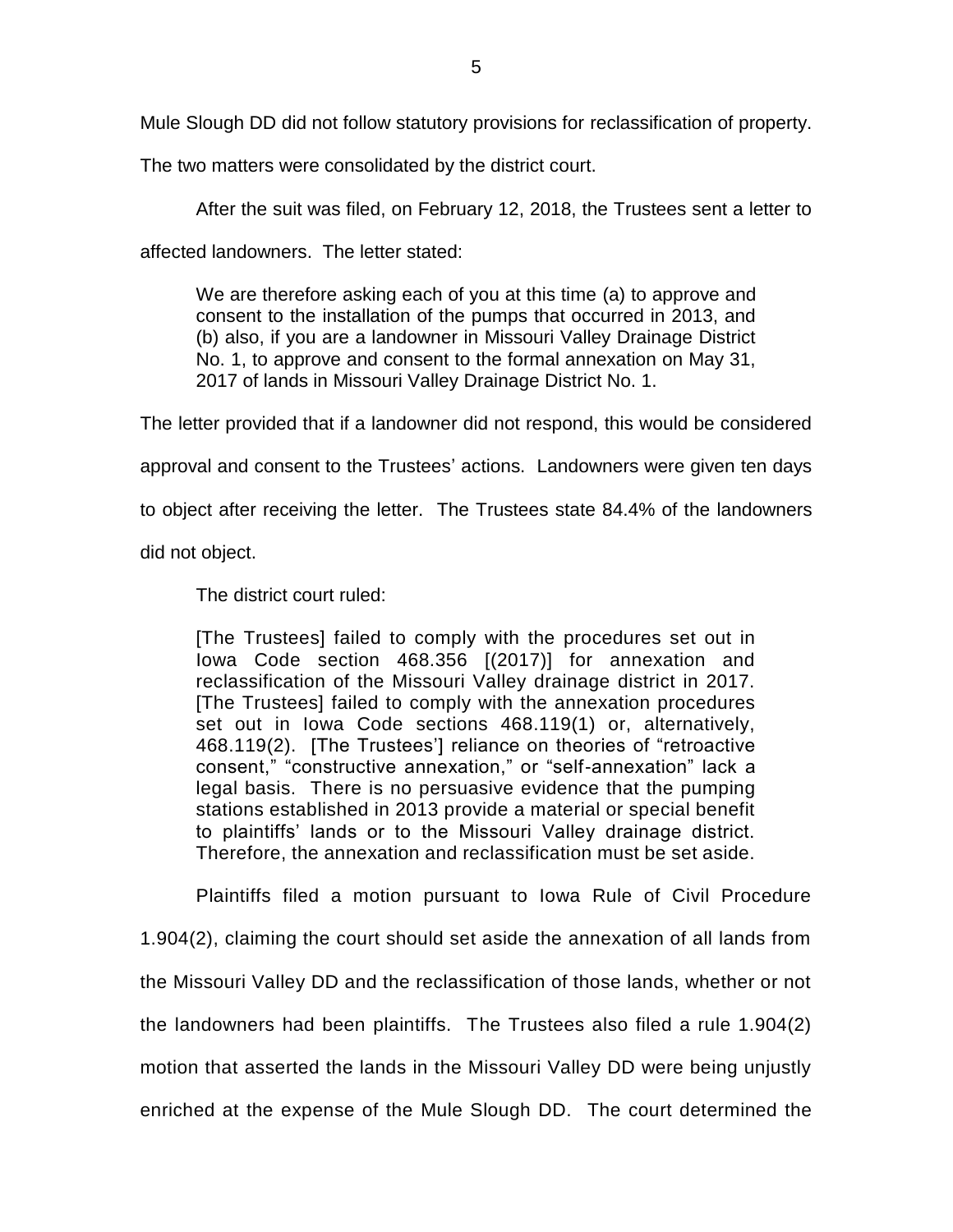Mule Slough DD did not follow statutory provisions for reclassification of property. The two matters were consolidated by the district court.

After the suit was filed, on February 12, 2018, the Trustees sent a letter to affected landowners. The letter stated:

> We are therefore asking each of you at this time (a) to approve and consent to the installation of the pumps that occurred in 2013, and (b) also, if you are a landowner in Missouri Valley Drainage District No. 1, to approve and consent to the formal annexation on May 31, 2017 of lands in Missouri Valley Drainage District No. 1.

The letter provided that if a landowner did not respond, this would be considered approval and consent to the Trustees' actions. Landowners were given ten days to object after receiving the letter. The Trustees state 84.4% of the landowners did not object.

The district court ruled:

> [The Trustees] failed to comply with the procedures set out in Iowa Code section 468.356 [(2017)] for annexation and reclassification of the Missouri Valley drainage district in 2017. [The Trustees] failed to comply with the annexation procedures set out in Iowa Code sections 468.119(1) or, alternatively, 468.119(2). [The Trustees'] reliance on theories of "retroactive consent," "constructive annexation," or "self-annexation" lack a legal basis. There is no persuasive evidence that the pumping stations established in 2013 provide a material or special benefit to plaintiffs' lands or to the Missouri Valley drainage district. Therefore, the annexation and reclassification must be set aside.

Plaintiffs filed a motion pursuant to Iowa Rule of Civil Procedure 1.904(2), claiming the court should set aside the annexation of all lands from the Missouri Valley DD and the reclassification of those lands, whether or not the landowners had been plaintiffs. The Trustees also filed a rule 1.904(2) motion that asserted the lands in the Missouri Valley DD were being unjustly enriched at the expense of the Mule Slough DD. The court determined the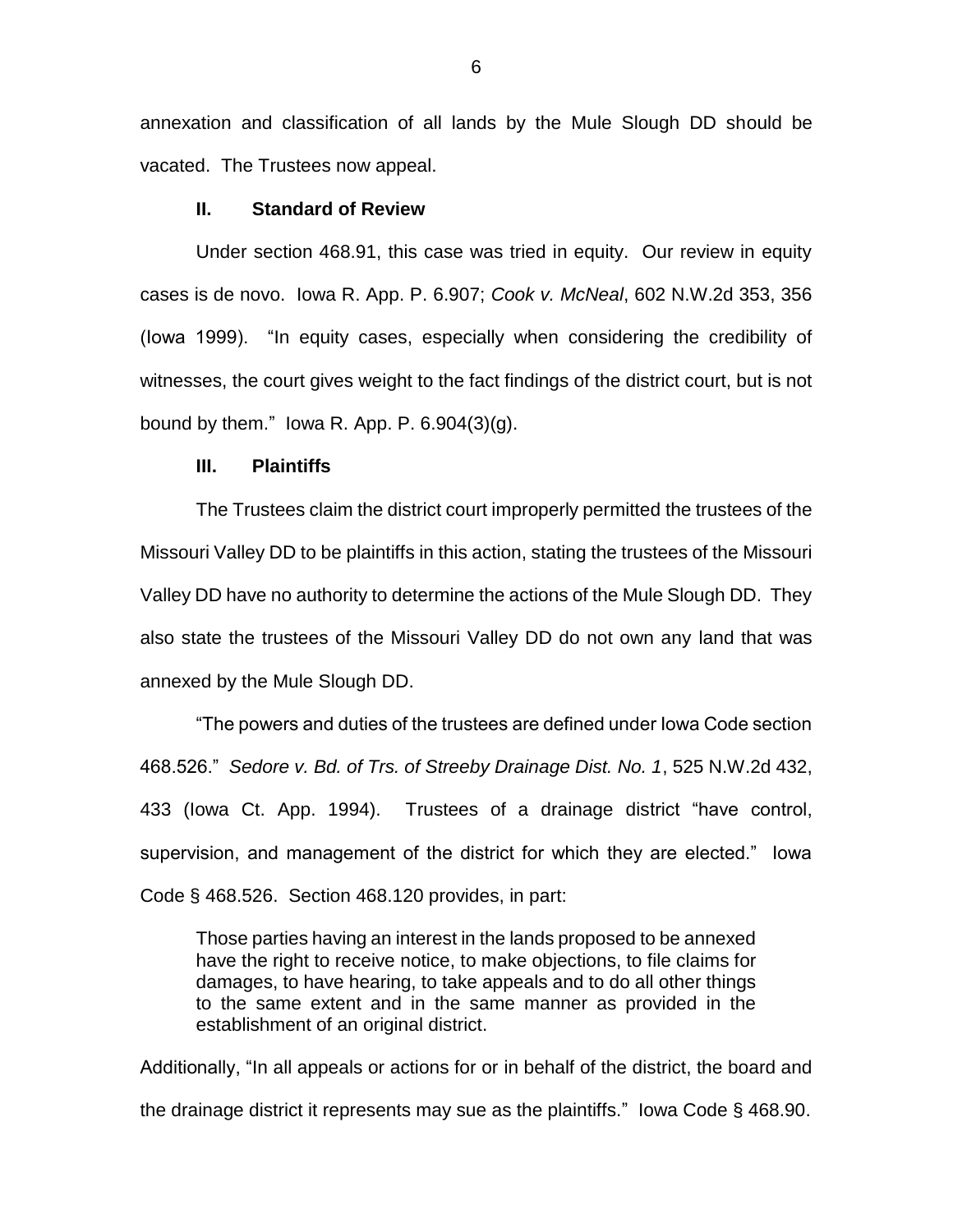annexation and classification of all lands by the Mule Slough DD should be vacated. The Trustees now appeal.

## II. Standard of Review

Under section 468.91, this case was tried in equity. Our review in equity cases is de novo. Iowa R. App. P. 6.907; *Cook v. McNeal*, 602 N.W.2d 353, 356 (Iowa 1999). "In equity cases, especially when considering the credibility of witnesses, the court gives weight to the fact findings of the district court, but is not bound by them." Iowa R. App. P. 6.904(3)(g).

## III. Plaintiffs

The Trustees claim the district court improperly permitted the trustees of the Missouri Valley DD to be plaintiffs in this action, stating the trustees of the Missouri Valley DD have no authority to determine the actions of the Mule Slough DD. They also state the trustees of the Missouri Valley DD do not own any land that was annexed by the Mule Slough DD.

"The powers and duties of the trustees are defined under Iowa Code section 468.526." *Sedore v. Bd. of Trs. of Streeby Drainage Dist. No. 1*, 525 N.W.2d 432, 433 (Iowa Ct. App. 1994). Trustees of a drainage district "have control, supervision, and management of the district for which they are elected." Iowa Code § 468.526. Section 468.120 provides, in part:

> Those parties having an interest in the lands proposed to be annexed have the right to receive notice, to make objections, to file claims for damages, to have hearing, to take appeals and to do all other things to the same extent and in the same manner as provided in the establishment of an original district.

Additionally, "In all appeals or actions for or in behalf of the district, the board and the drainage district it represents may sue as the plaintiffs." Iowa Code § 468.90.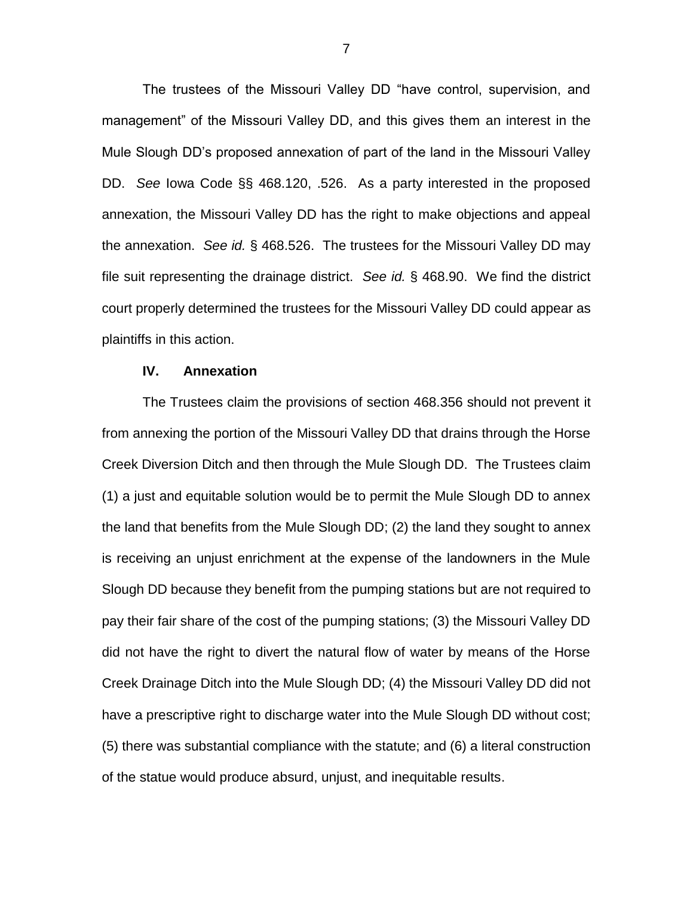The trustees of the Missouri Valley DD "have control, supervision, and management" of the Missouri Valley DD, and this gives them an interest in the Mule Slough DD's proposed annexation of part of the land in the Missouri Valley DD. *See* Iowa Code §§ 468.120, .526. As a party interested in the proposed annexation, the Missouri Valley DD has the right to make objections and appeal the annexation. *See id.* § 468.526. The trustees for the Missouri Valley DD may file suit representing the drainage district. *See id.* § 468.90. We find the district court properly determined the trustees for the Missouri Valley DD could appear as plaintiffs in this action.

## IV. Annexation

The Trustees claim the provisions of section 468.356 should not prevent it from annexing the portion of the Missouri Valley DD that drains through the Horse Creek Diversion Ditch and then through the Mule Slough DD. The Trustees claim (1) a just and equitable solution would be to permit the Mule Slough DD to annex the land that benefits from the Mule Slough DD; (2) the land they sought to annex is receiving an unjust enrichment at the expense of the landowners in the Mule Slough DD because they benefit from the pumping stations but are not required to pay their fair share of the cost of the pumping stations; (3) the Missouri Valley DD did not have the right to divert the natural flow of water by means of the Horse Creek Drainage Ditch into the Mule Slough DD; (4) the Missouri Valley DD did not have a prescriptive right to discharge water into the Mule Slough DD without cost; (5) there was substantial compliance with the statute; and (6) a literal construction of the statue would produce absurd, unjust, and inequitable results.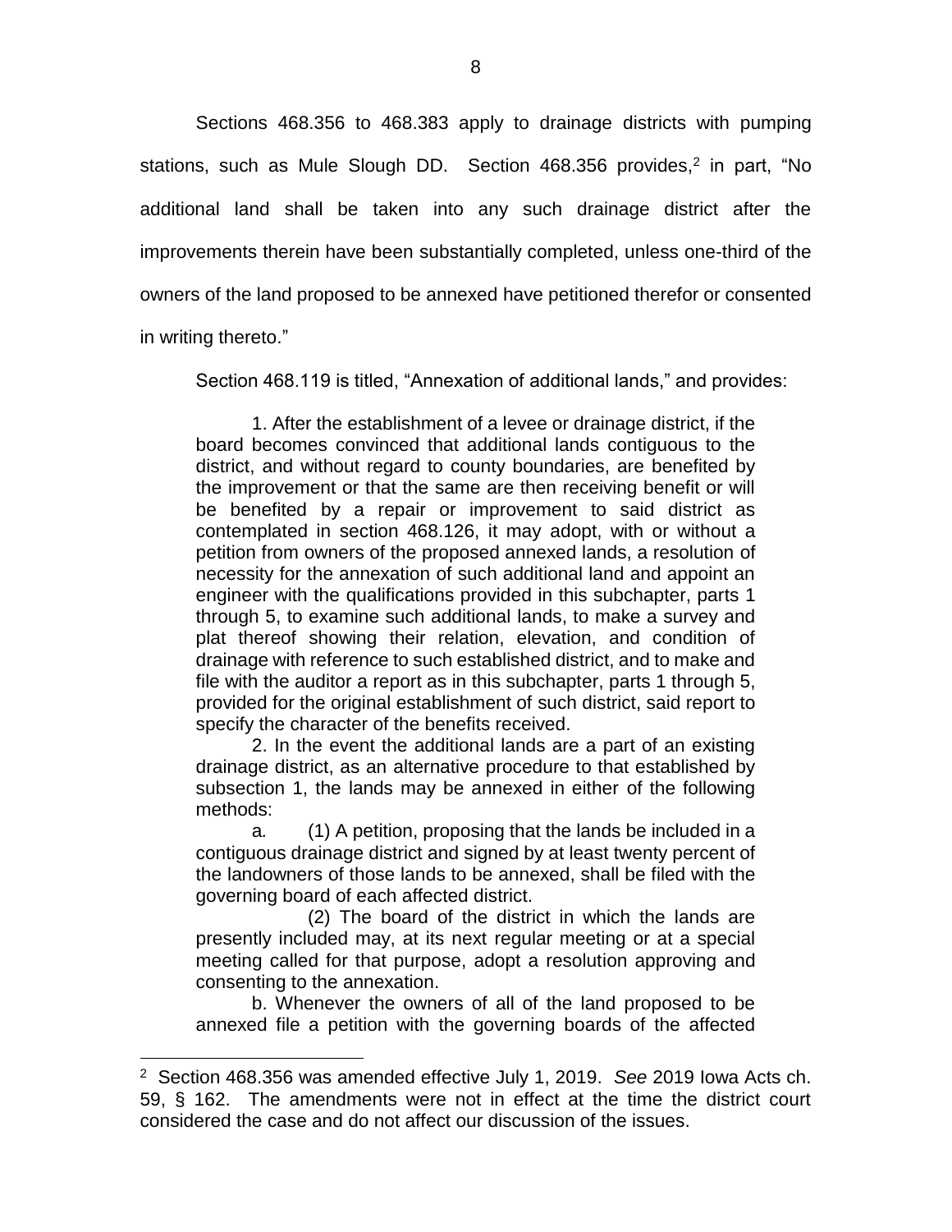Sections 468.356 to 468.383 apply to drainage districts with pumping stations, such as Mule Slough DD. Section 468.356 provides,[2] in part, "No additional land shall be taken into any such drainage district after the improvements therein have been substantially completed, unless one-third of the owners of the land proposed to be annexed have petitioned therefor or consented in writing thereto."

Section 468.119 is titled, "Annexation of additional lands," and provides:

> 1. After the establishment of a levee or drainage district, if the board becomes convinced that additional lands contiguous to the district, and without regard to county boundaries, are benefited by the improvement or that the same are then receiving benefit or will be benefited by a repair or improvement to said district as contemplated in section 468.126, it may adopt, with or without a petition from owners of the proposed annexed lands, a resolution of necessity for the annexation of such additional land and appoint an engineer with the qualifications provided in this subchapter, parts 1 through 5, to examine such additional lands, to make a survey and plat thereof showing their relation, elevation, and condition of drainage with reference to such established district, and to make and file with the auditor a report as in this subchapter, parts 1 through 5, provided for the original establishment of such district, said report to specify the character of the benefits received.
>
> 2. In the event the additional lands are a part of an existing drainage district, as an alternative procedure to that established by subsection 1, the lands may be annexed in either of the following methods:
>
> *a.* (1) A petition, proposing that the lands be included in a contiguous drainage district and signed by at least twenty percent of the landowners of those lands to be annexed, shall be filed with the governing board of each affected district.
>
> (2) The board of the district in which the lands are presently included may, at its next regular meeting or at a special meeting called for that purpose, adopt a resolution approving and consenting to the annexation.
>
> b. Whenever the owners of all of the land proposed to be annexed file a petition with the governing boards of the affected

---

[2] Section 468.356 was amended effective July 1, 2019. *See* 2019 Iowa Acts ch. 59, § 162. The amendments were not in effect at the time the district court considered the case and do not affect our discussion of the issues.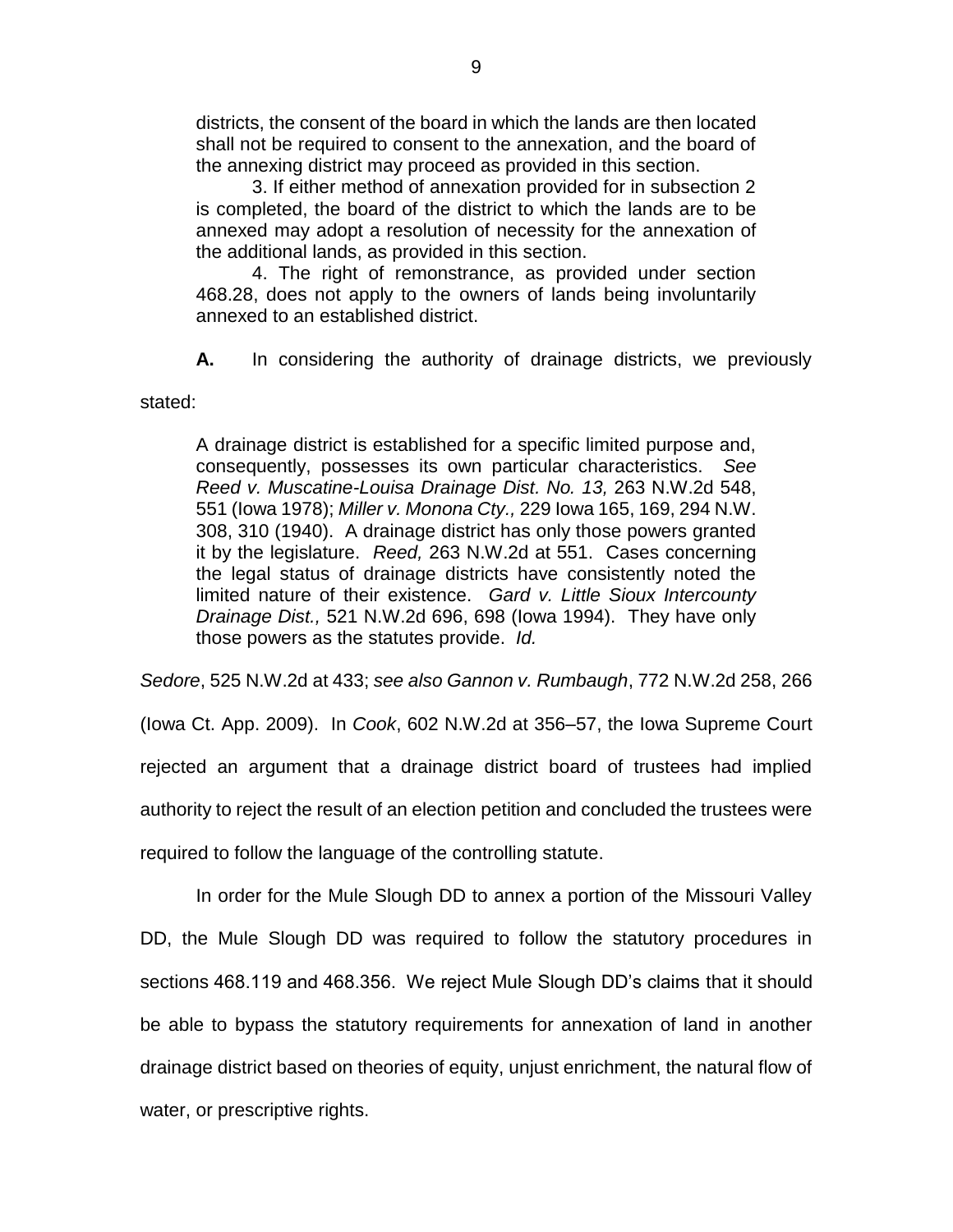> districts, the consent of the board in which the lands are then located shall not be required to consent to the annexation, and the board of the annexing district may proceed as provided in this section.
>
> 3. If either method of annexation provided for in subsection 2 is completed, the board of the district to which the lands are to be annexed may adopt a resolution of necessity for the annexation of the additional lands, as provided in this section.
>
> 4. The right of remonstrance, as provided under section 468.28, does not apply to the owners of lands being involuntarily annexed to an established district.

**A.** In considering the authority of drainage districts, we previously stated:

> A drainage district is established for a specific limited purpose and, consequently, possesses its own particular characteristics. *See Reed v. Muscatine-Louisa Drainage Dist. No. 13,* 263 N.W.2d 548, 551 (Iowa 1978); *Miller v. Monona Cty.,* 229 Iowa 165, 169, 294 N.W. 308, 310 (1940). A drainage district has only those powers granted it by the legislature. *Reed,* 263 N.W.2d at 551. Cases concerning the legal status of drainage districts have consistently noted the limited nature of their existence. *Gard v. Little Sioux Intercounty Drainage Dist.,* 521 N.W.2d 696, 698 (Iowa 1994). They have only those powers as the statutes provide. *Id.*

*Sedore*, 525 N.W.2d at 433; *see also Gannon v. Rumbaugh*, 772 N.W.2d 258, 266 (Iowa Ct. App. 2009). In *Cook*, 602 N.W.2d at 356–57, the Iowa Supreme Court rejected an argument that a drainage district board of trustees had implied authority to reject the result of an election petition and concluded the trustees were required to follow the language of the controlling statute.

In order for the Mule Slough DD to annex a portion of the Missouri Valley DD, the Mule Slough DD was required to follow the statutory procedures in sections 468.119 and 468.356. We reject Mule Slough DD's claims that it should be able to bypass the statutory requirements for annexation of land in another drainage district based on theories of equity, unjust enrichment, the natural flow of water, or prescriptive rights.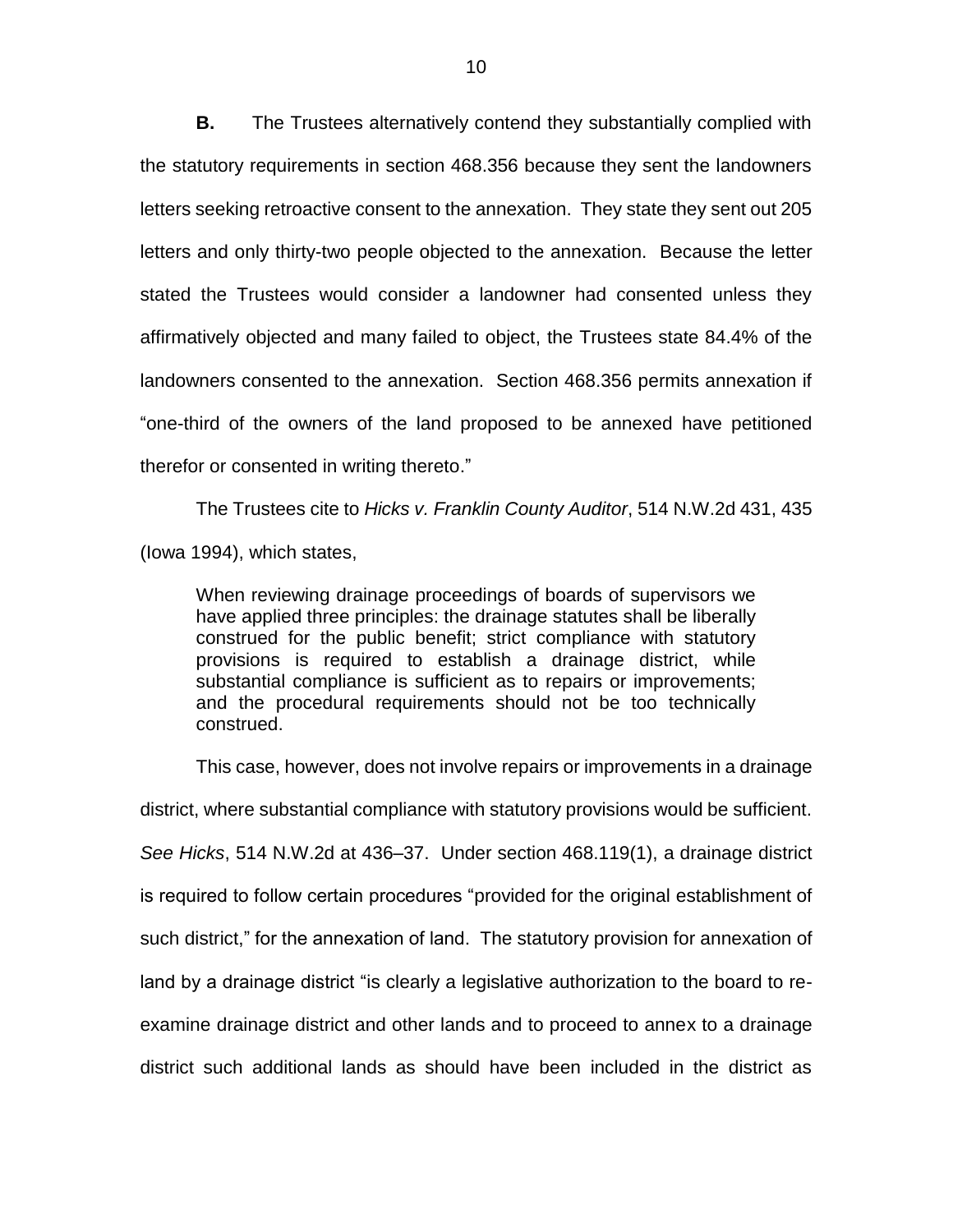**B.** The Trustees alternatively contend they substantially complied with the statutory requirements in section 468.356 because they sent the landowners letters seeking retroactive consent to the annexation. They state they sent out 205 letters and only thirty-two people objected to the annexation. Because the letter stated the Trustees would consider a landowner had consented unless they affirmatively objected and many failed to object, the Trustees state 84.4% of the landowners consented to the annexation. Section 468.356 permits annexation if "one-third of the owners of the land proposed to be annexed have petitioned therefor or consented in writing thereto."

The Trustees cite to *Hicks v. Franklin County Auditor*, 514 N.W.2d 431, 435 (Iowa 1994), which states,

> When reviewing drainage proceedings of boards of supervisors we have applied three principles: the drainage statutes shall be liberally construed for the public benefit; strict compliance with statutory provisions is required to establish a drainage district, while substantial compliance is sufficient as to repairs or improvements; and the procedural requirements should not be too technically construed.

This case, however, does not involve repairs or improvements in a drainage district, where substantial compliance with statutory provisions would be sufficient. *See Hicks*, 514 N.W.2d at 436–37. Under section 468.119(1), a drainage district is required to follow certain procedures "provided for the original establishment of such district," for the annexation of land. The statutory provision for annexation of land by a drainage district "is clearly a legislative authorization to the board to re-examine drainage district and other lands and to proceed to annex to a drainage district such additional lands as should have been included in the district as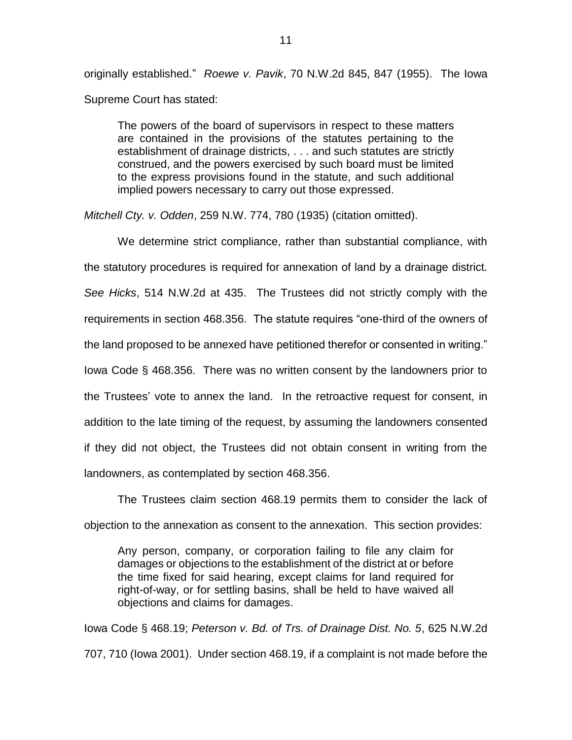originally established." *Roewe v. Pavik*, 70 N.W.2d 845, 847 (1955). The Iowa Supreme Court has stated:

> The powers of the board of supervisors in respect to these matters are contained in the provisions of the statutes pertaining to the establishment of drainage districts, . . . and such statutes are strictly construed, and the powers exercised by such board must be limited to the express provisions found in the statute, and such additional implied powers necessary to carry out those expressed.

*Mitchell Cty. v. Odden*, 259 N.W. 774, 780 (1935) (citation omitted).

We determine strict compliance, rather than substantial compliance, with the statutory procedures is required for annexation of land by a drainage district. *See Hicks*, 514 N.W.2d at 435. The Trustees did not strictly comply with the requirements in section 468.356. The statute requires "one-third of the owners of the land proposed to be annexed have petitioned therefor or consented in writing." Iowa Code § 468.356. There was no written consent by the landowners prior to the Trustees' vote to annex the land. In the retroactive request for consent, in addition to the late timing of the request, by assuming the landowners consented if they did not object, the Trustees did not obtain consent in writing from the landowners, as contemplated by section 468.356.

The Trustees claim section 468.19 permits them to consider the lack of objection to the annexation as consent to the annexation. This section provides:

> Any person, company, or corporation failing to file any claim for damages or objections to the establishment of the district at or before the time fixed for said hearing, except claims for land required for right-of-way, or for settling basins, shall be held to have waived all objections and claims for damages.

Iowa Code § 468.19; *Peterson v. Bd. of Trs. of Drainage Dist. No. 5*, 625 N.W.2d 707, 710 (Iowa 2001). Under section 468.19, if a complaint is not made before the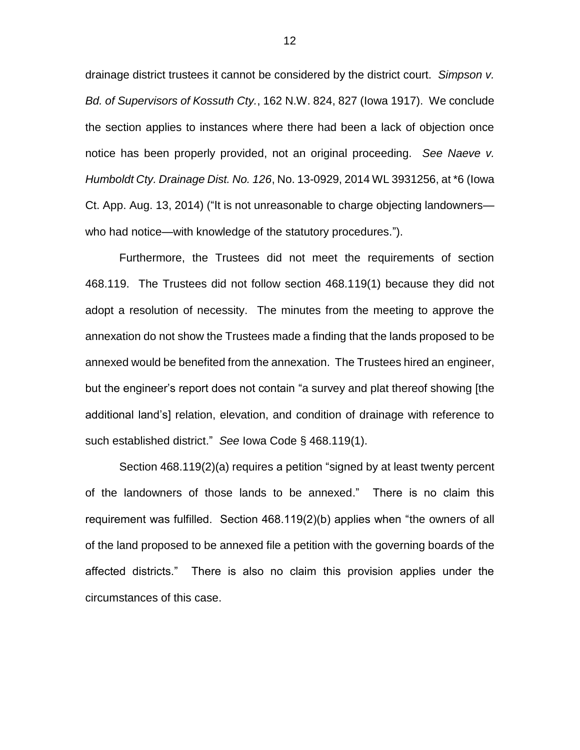drainage district trustees it cannot be considered by the district court. *Simpson v. Bd. of Supervisors of Kossuth Cty.*, 162 N.W. 824, 827 (Iowa 1917). We conclude the section applies to instances where there had been a lack of objection once notice has been properly provided, not an original proceeding. *See Naeve v. Humboldt Cty. Drainage Dist. No. 126*, No. 13-0929, 2014 WL 3931256, at *6 (Iowa Ct. App. Aug. 13, 2014) ("It is not unreasonable to charge objecting landowners—who had notice—with knowledge of the statutory procedures.").

Furthermore, the Trustees did not meet the requirements of section 468.119. The Trustees did not follow section 468.119(1) because they did not adopt a resolution of necessity. The minutes from the meeting to approve the annexation do not show the Trustees made a finding that the lands proposed to be annexed would be benefited from the annexation. The Trustees hired an engineer, but the engineer's report does not contain "a survey and plat thereof showing [the additional land's] relation, elevation, and condition of drainage with reference to such established district." *See* Iowa Code § 468.119(1).

Section 468.119(2)(a) requires a petition "signed by at least twenty percent of the landowners of those lands to be annexed." There is no claim this requirement was fulfilled. Section 468.119(2)(b) applies when "the owners of all of the land proposed to be annexed file a petition with the governing boards of the affected districts." There is also no claim this provision applies under the circumstances of this case.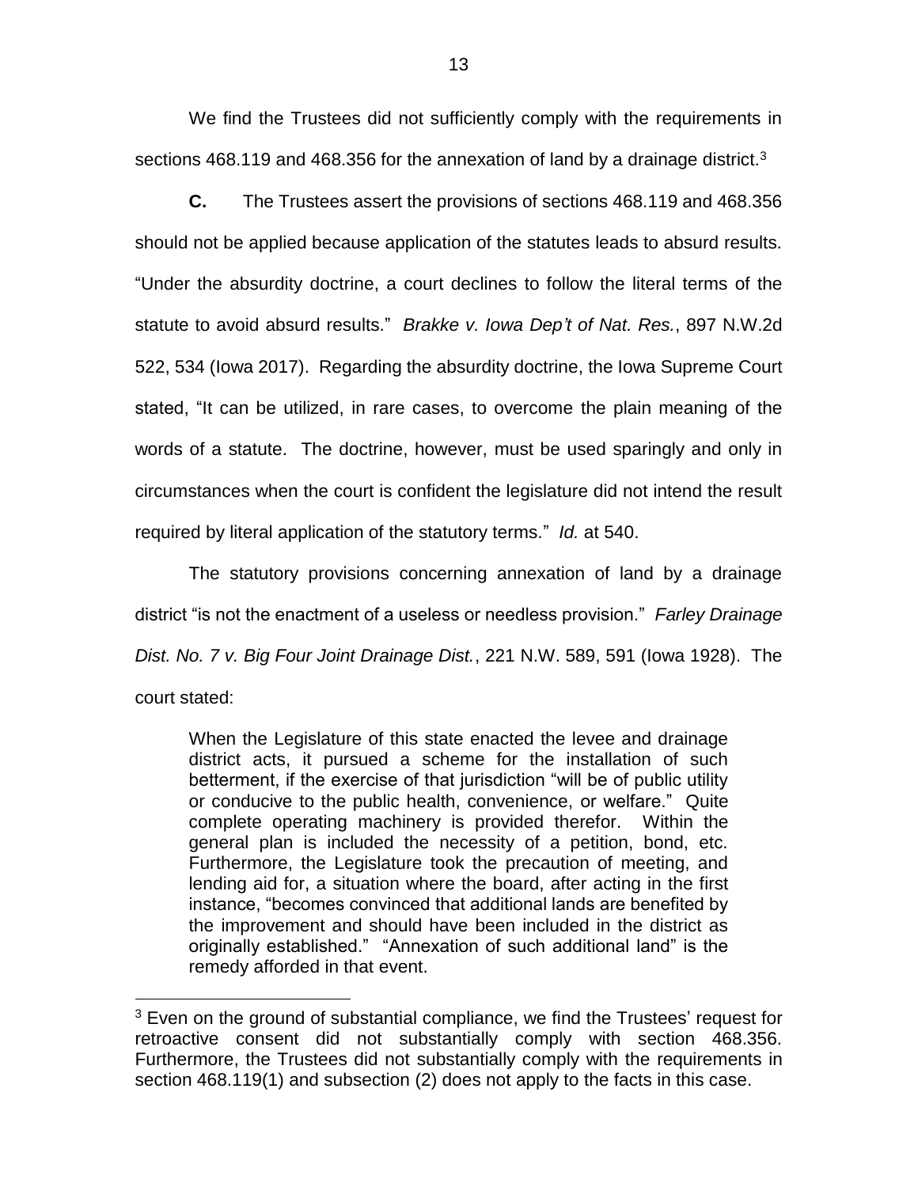We find the Trustees did not sufficiently comply with the requirements in sections 468.119 and 468.356 for the annexation of land by a drainage district.[3]

**C.** The Trustees assert the provisions of sections 468.119 and 468.356 should not be applied because application of the statutes leads to absurd results. "Under the absurdity doctrine, a court declines to follow the literal terms of the statute to avoid absurd results." *Brakke v. Iowa Dep't of Nat. Res.*, 897 N.W.2d 522, 534 (Iowa 2017). Regarding the absurdity doctrine, the Iowa Supreme Court stated, "It can be utilized, in rare cases, to overcome the plain meaning of the words of a statute. The doctrine, however, must be used sparingly and only in circumstances when the court is confident the legislature did not intend the result required by literal application of the statutory terms." *Id.* at 540.

The statutory provisions concerning annexation of land by a drainage district "is not the enactment of a useless or needless provision." *Farley Drainage Dist. No. 7 v. Big Four Joint Drainage Dist.*, 221 N.W. 589, 591 (Iowa 1928). The court stated:

> When the Legislature of this state enacted the levee and drainage district acts, it pursued a scheme for the installation of such betterment, if the exercise of that jurisdiction "will be of public utility or conducive to the public health, convenience, or welfare." Quite complete operating machinery is provided therefor. Within the general plan is included the necessity of a petition, bond, etc. Furthermore, the Legislature took the precaution of meeting, and lending aid for, a situation where the board, after acting in the first instance, "becomes convinced that additional lands are benefited by the improvement and should have been included in the district as originally established." "Annexation of such additional land" is the remedy afforded in that event.

---

[3] Even on the ground of substantial compliance, we find the Trustees' request for retroactive consent did not substantially comply with section 468.356. Furthermore, the Trustees did not substantially comply with the requirements in section 468.119(1) and subsection (2) does not apply to the facts in this case.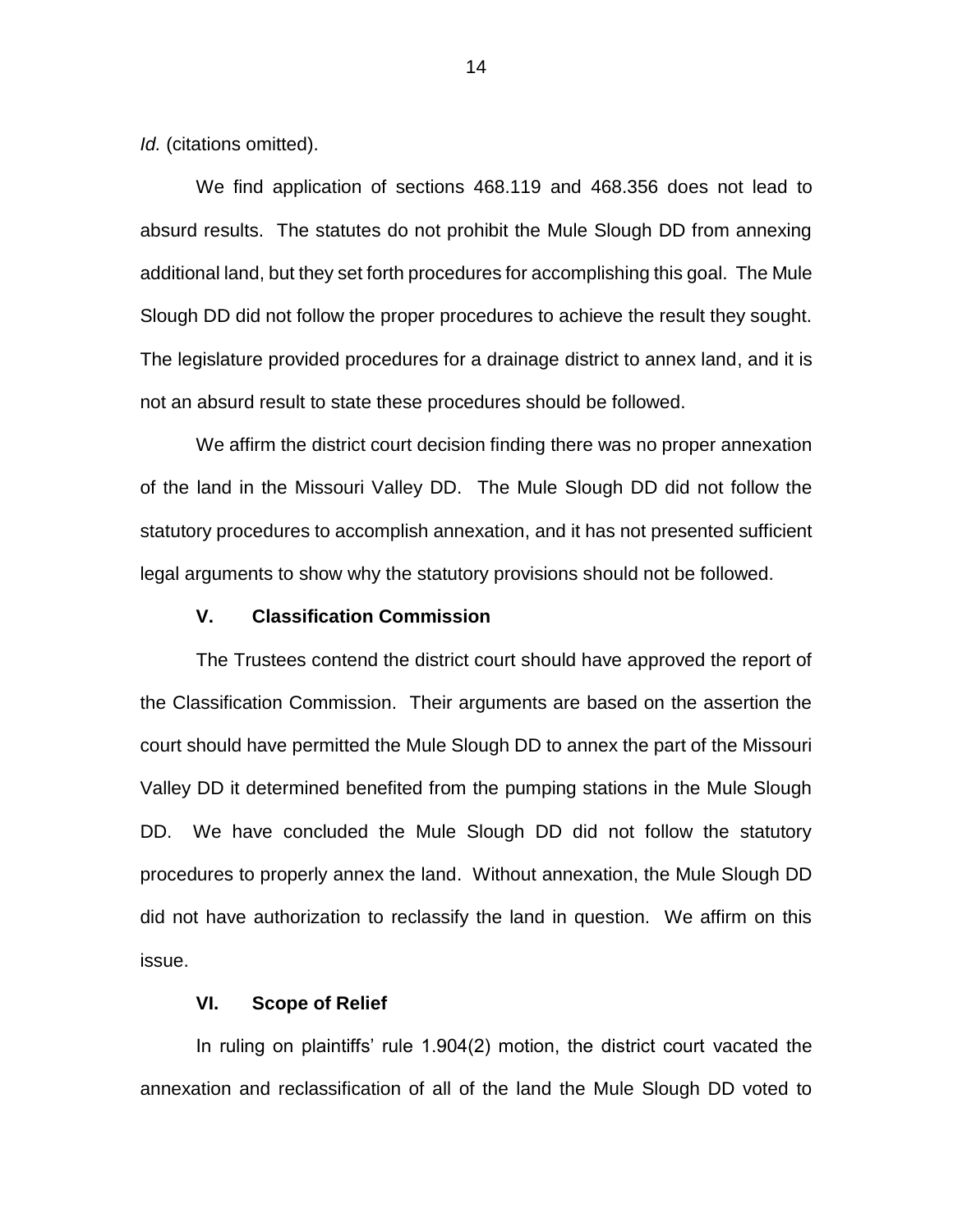*Id.* (citations omitted).

We find application of sections 468.119 and 468.356 does not lead to absurd results. The statutes do not prohibit the Mule Slough DD from annexing additional land, but they set forth procedures for accomplishing this goal. The Mule Slough DD did not follow the proper procedures to achieve the result they sought. The legislature provided procedures for a drainage district to annex land, and it is not an absurd result to state these procedures should be followed.

We affirm the district court decision finding there was no proper annexation of the land in the Missouri Valley DD. The Mule Slough DD did not follow the statutory procedures to accomplish annexation, and it has not presented sufficient legal arguments to show why the statutory provisions should not be followed.

## V. Classification Commission

The Trustees contend the district court should have approved the report of the Classification Commission. Their arguments are based on the assertion the court should have permitted the Mule Slough DD to annex the part of the Missouri Valley DD it determined benefited from the pumping stations in the Mule Slough DD. We have concluded the Mule Slough DD did not follow the statutory procedures to properly annex the land. Without annexation, the Mule Slough DD did not have authorization to reclassify the land in question. We affirm on this issue.

## VI. Scope of Relief

In ruling on plaintiffs' rule 1.904(2) motion, the district court vacated the annexation and reclassification of all of the land the Mule Slough DD voted to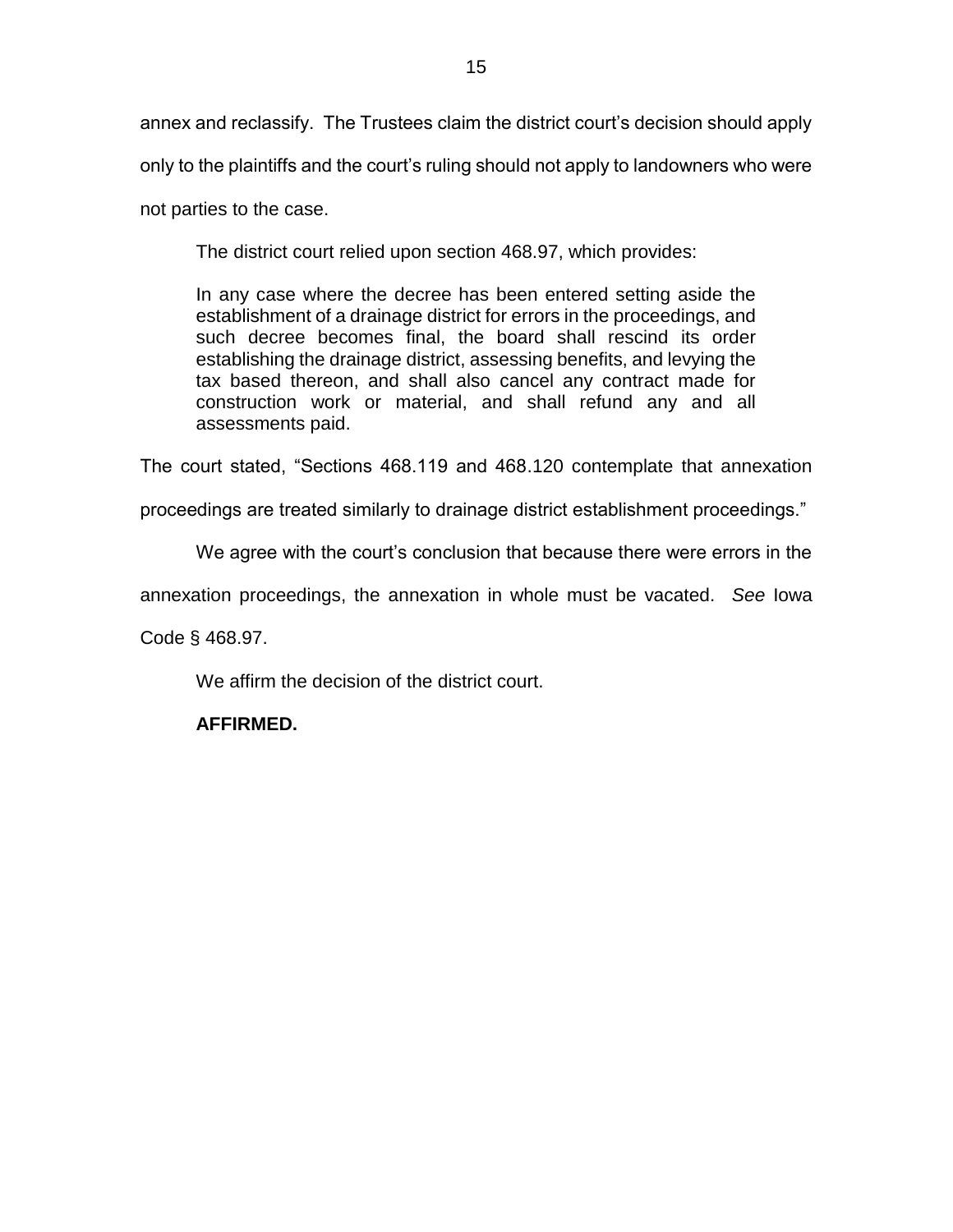annex and reclassify. The Trustees claim the district court's decision should apply only to the plaintiffs and the court's ruling should not apply to landowners who were not parties to the case.

The district court relied upon section 468.97, which provides:

> In any case where the decree has been entered setting aside the establishment of a drainage district for errors in the proceedings, and such decree becomes final, the board shall rescind its order establishing the drainage district, assessing benefits, and levying the tax based thereon, and shall also cancel any contract made for construction work or material, and shall refund any and all assessments paid.

The court stated, "Sections 468.119 and 468.120 contemplate that annexation proceedings are treated similarly to drainage district establishment proceedings."

We agree with the court's conclusion that because there were errors in the annexation proceedings, the annexation in whole must be vacated. *See* Iowa Code § 468.97.

We affirm the decision of the district court.

**AFFIRMED.**